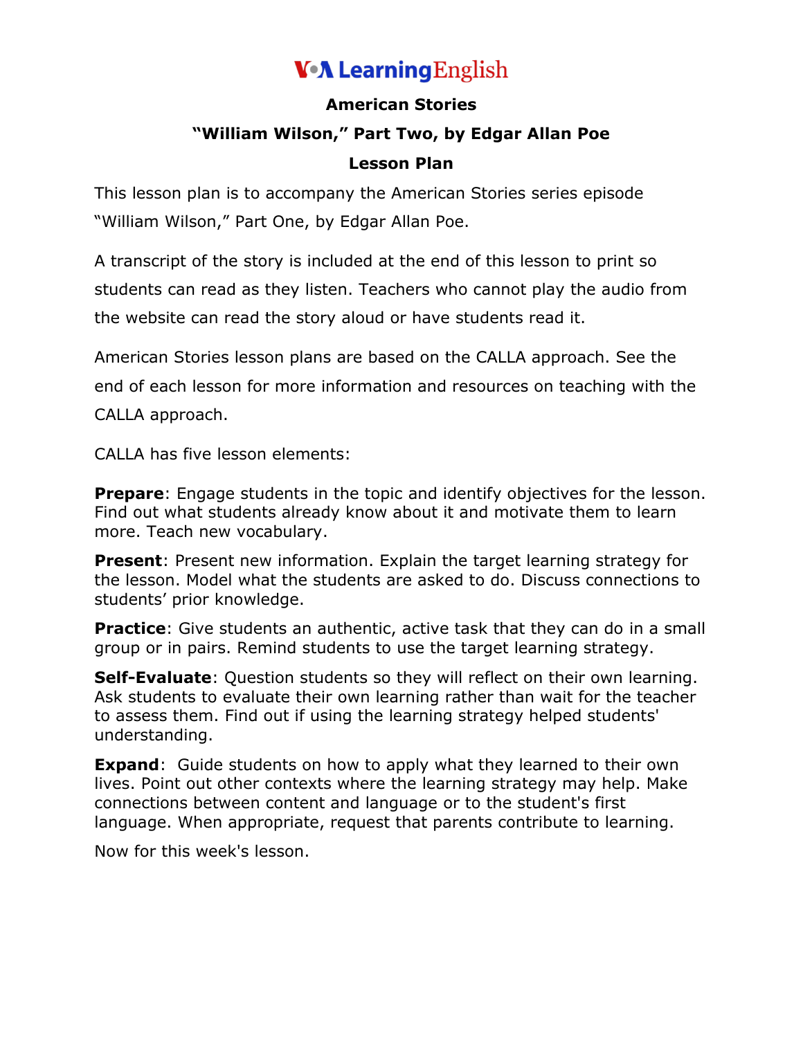# VOA LearningEnglish

## American Stories

## "William Wilson," Part Two, by Edgar Allan Poe

## Lesson Plan

This lesson plan is to accompany the American Stories series episode "William Wilson," Part One, by Edgar Allan Poe.

A transcript of the story is included at the end of this lesson to print so students can read as they listen. Teachers who cannot play the audio from the website can read the story aloud or have students read it.

American Stories lesson plans are based on the CALLA approach. See the end of each lesson for more information and resources on teaching with the CALLA approach.

CALLA has five lesson elements:

**Prepare**: Engage students in the topic and identify objectives for the lesson. Find out what students already know about it and motivate them to learn more. Teach new vocabulary.

**Present**: Present new information. Explain the target learning strategy for the lesson. Model what the students are asked to do. Discuss connections to students' prior knowledge.

**Practice**: Give students an authentic, active task that they can do in a small group or in pairs. Remind students to use the target learning strategy.

**Self-Evaluate**: Question students so they will reflect on their own learning. Ask students to evaluate their own learning rather than wait for the teacher to assess them. Find out if using the learning strategy helped students' understanding.

**Expand**: Guide students on how to apply what they learned to their own lives. Point out other contexts where the learning strategy may help. Make connections between content and language or to the student's first language. When appropriate, request that parents contribute to learning.

Now for this week's lesson.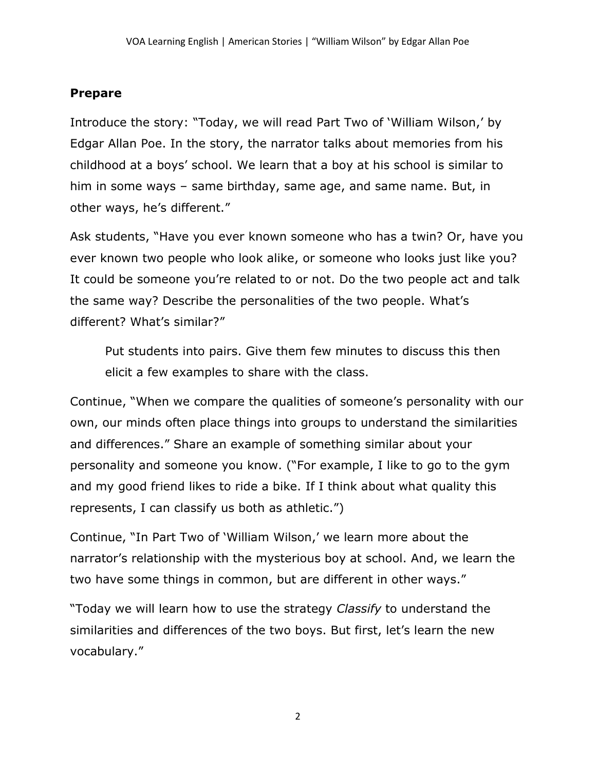## Prepare

Introduce the story: "Today, we will read Part Two of 'William Wilson,' by Edgar Allan Poe. In the story, the narrator talks about memories from his childhood at a boys' school. We learn that a boy at his school is similar to him in some ways – same birthday, same age, and same name. But, in other ways, he's different."

Ask students, "Have you ever known someone who has a twin? Or, have you ever known two people who look alike, or someone who looks just like you? It could be someone you're related to or not. Do the two people act and talk the same way? Describe the personalities of the two people. What's different? What's similar?"

> Put students into pairs. Give them few minutes to discuss this then elicit a few examples to share with the class.

Continue, "When we compare the qualities of someone's personality with our own, our minds often place things into groups to understand the similarities and differences." Share an example of something similar about your personality and someone you know. ("For example, I like to go to the gym and my good friend likes to ride a bike. If I think about what quality this represents, I can classify us both as athletic.")

Continue, "In Part Two of 'William Wilson,' we learn more about the narrator's relationship with the mysterious boy at school. And, we learn the two have some things in common, but are different in other ways."

"Today we will learn how to use the strategy *Classify* to understand the similarities and differences of the two boys. But first, let's learn the new vocabulary."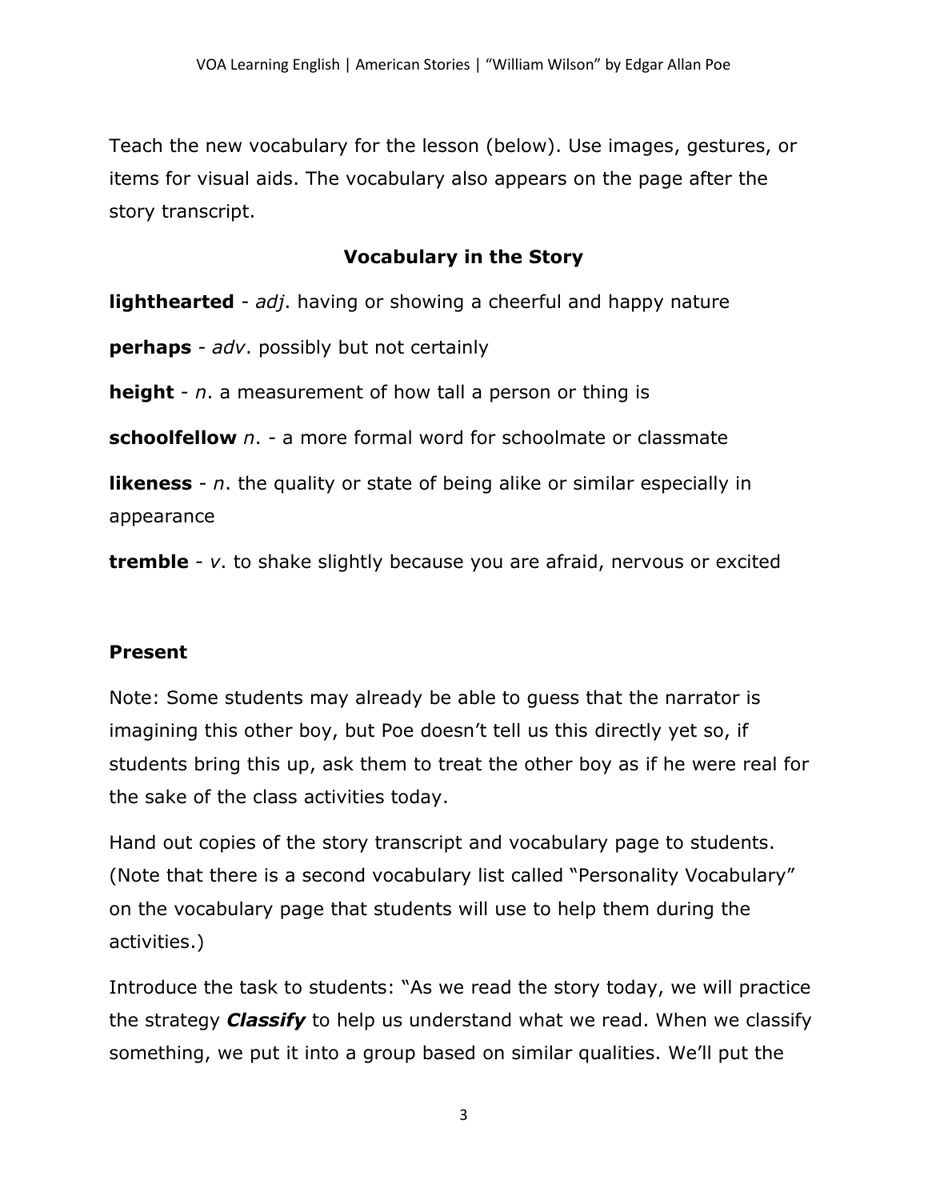Teach the new vocabulary for the lesson (below). Use images, gestures, or items for visual aids. The vocabulary also appears on the page after the story transcript.

### Vocabulary in the Story

**lighthearted** - *adj*. having or showing a cheerful and happy nature

**perhaps** - *adv*. possibly but not certainly

**height** - *n*. a measurement of how tall a person or thing is

**schoolfellow** *n*. - a more formal word for schoolmate or classmate

**likeness** - *n*. the quality or state of being alike or similar especially in appearance

**tremble** - *v*. to shake slightly because you are afraid, nervous or excited

### Present

Note: Some students may already be able to guess that the narrator is imagining this other boy, but Poe doesn't tell us this directly yet so, if students bring this up, ask them to treat the other boy as if he were real for the sake of the class activities today.

Hand out copies of the story transcript and vocabulary page to students. (Note that there is a second vocabulary list called "Personality Vocabulary" on the vocabulary page that students will use to help them during the activities.)

Introduce the task to students: "As we read the story today, we will practice the strategy ***Classify*** to help us understand what we read. When we classify something, we put it into a group based on similar qualities. We'll put the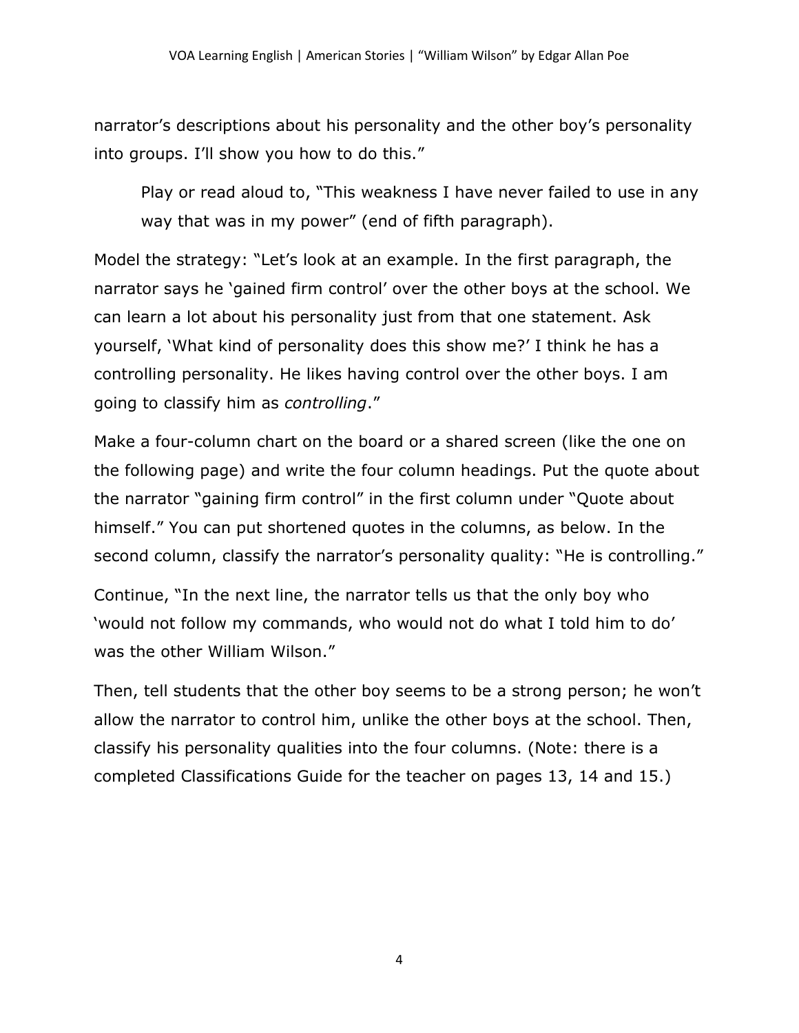narrator's descriptions about his personality and the other boy's personality into groups. I'll show you how to do this."

> Play or read aloud to, "This weakness I have never failed to use in any way that was in my power" (end of fifth paragraph).

Model the strategy: "Let's look at an example. In the first paragraph, the narrator says he 'gained firm control' over the other boys at the school. We can learn a lot about his personality just from that one statement. Ask yourself, 'What kind of personality does this show me?' I think he has a controlling personality. He likes having control over the other boys. I am going to classify him as *controlling*."

Make a four-column chart on the board or a shared screen (like the one on the following page) and write the four column headings. Put the quote about the narrator "gaining firm control" in the first column under "Quote about himself." You can put shortened quotes in the columns, as below. In the second column, classify the narrator's personality quality: "He is controlling."

Continue, "In the next line, the narrator tells us that the only boy who 'would not follow my commands, who would not do what I told him to do' was the other William Wilson."

Then, tell students that the other boy seems to be a strong person; he won't allow the narrator to control him, unlike the other boys at the school. Then, classify his personality qualities into the four columns. (Note: there is a completed Classifications Guide for the teacher on pages 13, 14 and 15.)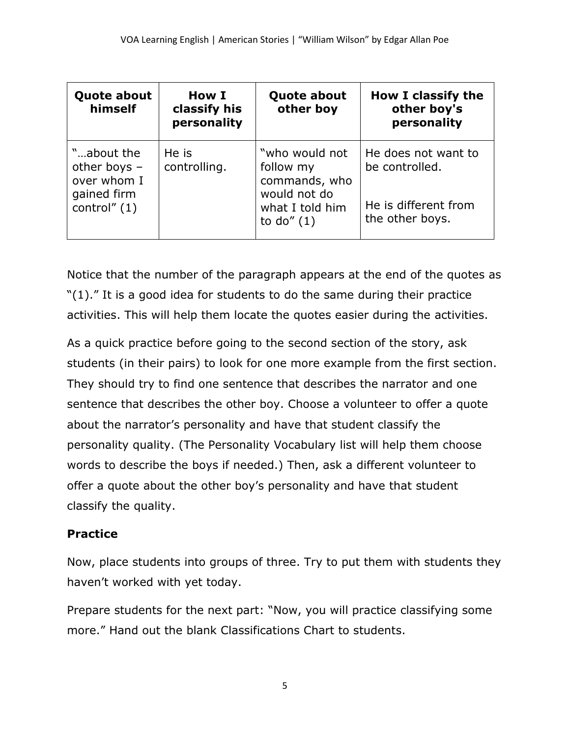| Quote about himself | How I classify his personality | Quote about other boy | How I classify the other boy's personality |
|---|---|---|---|
| "…about the other boys – over whom I gained firm control" (1) | He is controlling. | "who would not follow my commands, who would not do what I told him to do" (1) | He does not want to be controlled.<br><br>He is different from the other boys. |

Notice that the number of the paragraph appears at the end of the quotes as "(1)." It is a good idea for students to do the same during their practice activities. This will help them locate the quotes easier during the activities.

As a quick practice before going to the second section of the story, ask students (in their pairs) to look for one more example from the first section. They should try to find one sentence that describes the narrator and one sentence that describes the other boy. Choose a volunteer to offer a quote about the narrator's personality and have that student classify the personality quality. (The Personality Vocabulary list will help them choose words to describe the boys if needed.) Then, ask a different volunteer to offer a quote about the other boy's personality and have that student classify the quality.

### Practice

Now, place students into groups of three. Try to put them with students they haven't worked with yet today.

Prepare students for the next part: "Now, you will practice classifying some more." Hand out the blank Classifications Chart to students.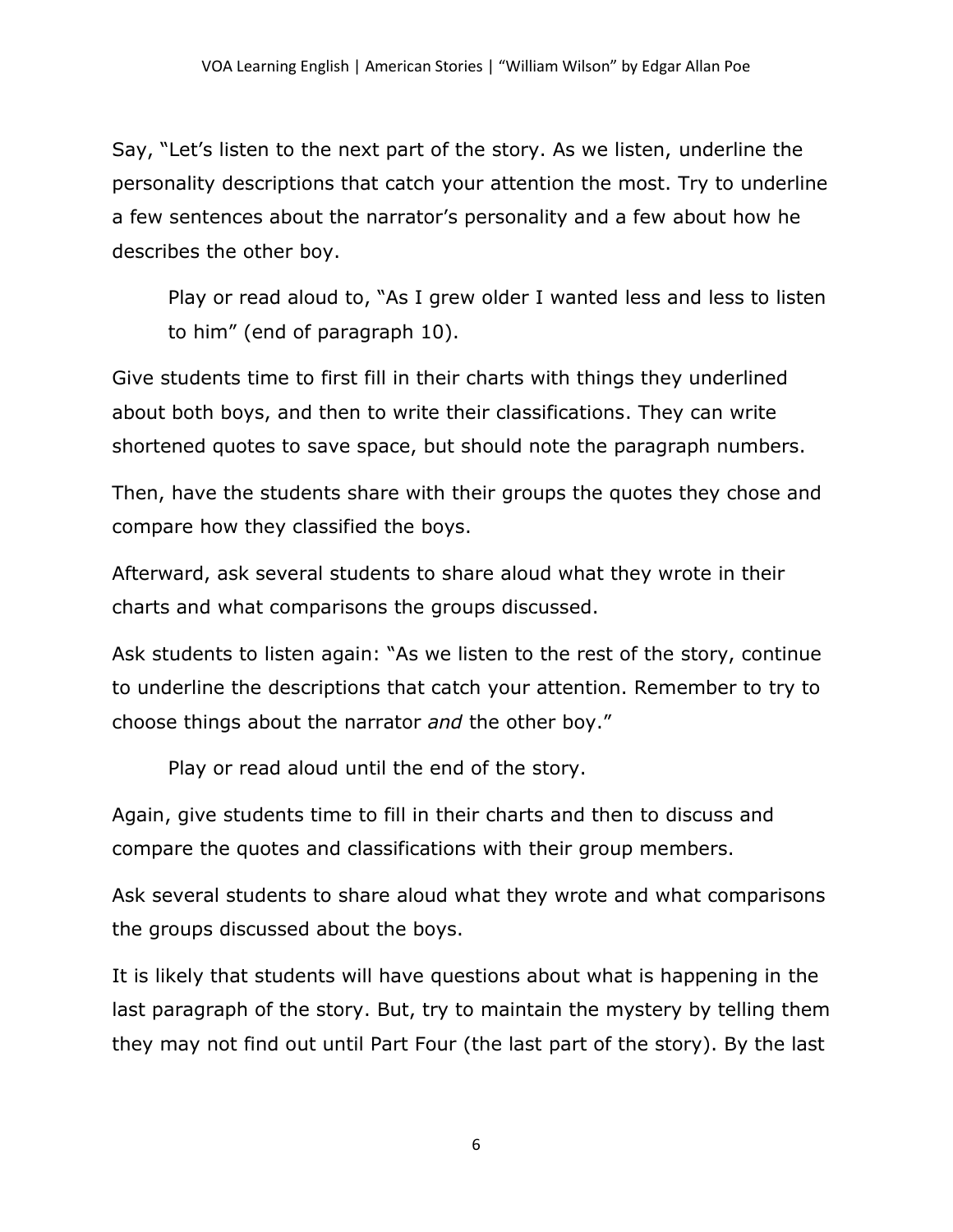Say, "Let's listen to the next part of the story. As we listen, underline the personality descriptions that catch your attention the most. Try to underline a few sentences about the narrator's personality and a few about how he describes the other boy.

> Play or read aloud to, "As I grew older I wanted less and less to listen to him" (end of paragraph 10).

Give students time to first fill in their charts with things they underlined about both boys, and then to write their classifications. They can write shortened quotes to save space, but should note the paragraph numbers.

Then, have the students share with their groups the quotes they chose and compare how they classified the boys.

Afterward, ask several students to share aloud what they wrote in their charts and what comparisons the groups discussed.

Ask students to listen again: "As we listen to the rest of the story, continue to underline the descriptions that catch your attention. Remember to try to choose things about the narrator *and* the other boy."

> Play or read aloud until the end of the story.

Again, give students time to fill in their charts and then to discuss and compare the quotes and classifications with their group members.

Ask several students to share aloud what they wrote and what comparisons the groups discussed about the boys.

It is likely that students will have questions about what is happening in the last paragraph of the story. But, try to maintain the mystery by telling them they may not find out until Part Four (the last part of the story). By the last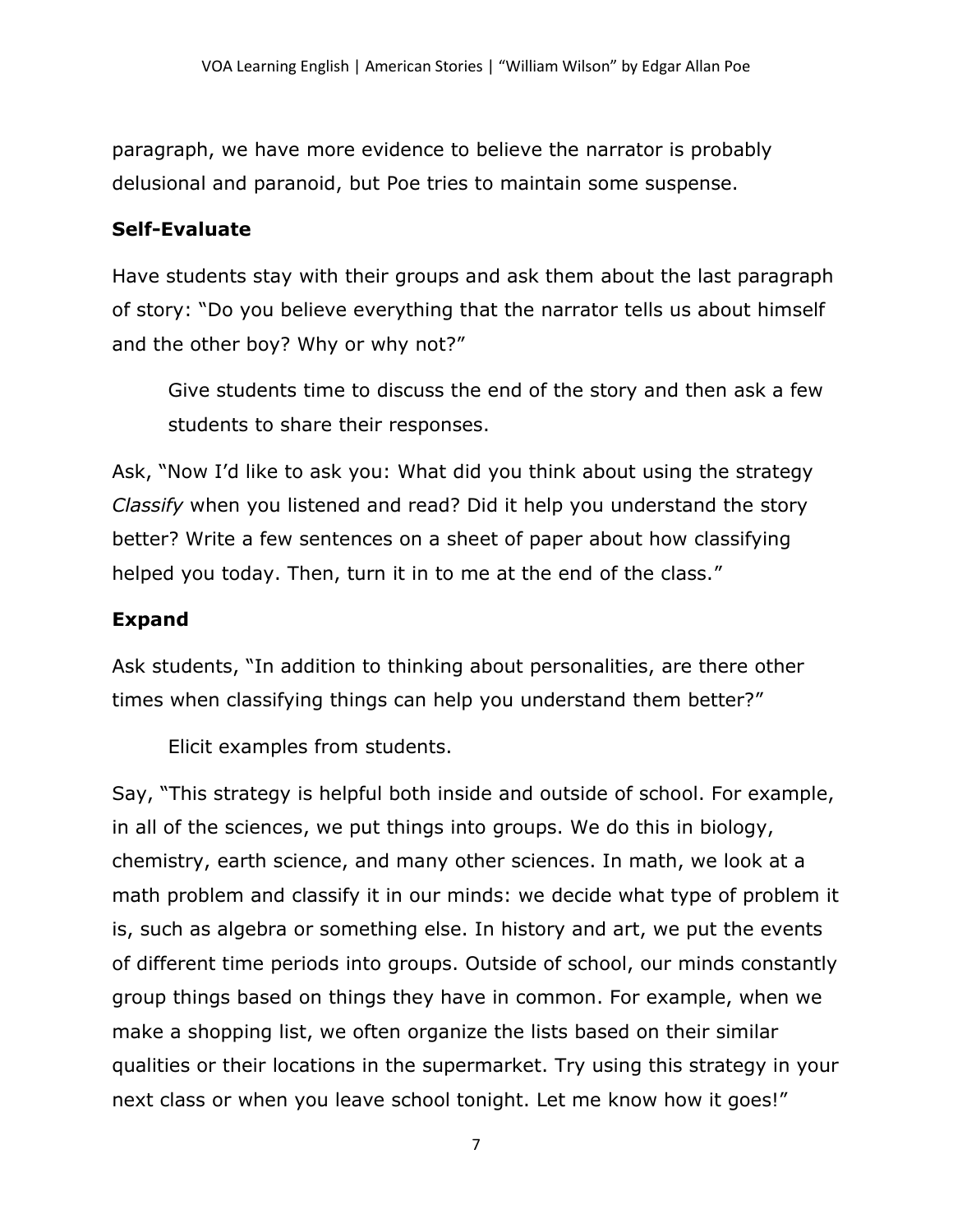paragraph, we have more evidence to believe the narrator is probably delusional and paranoid, but Poe tries to maintain some suspense.

### Self-Evaluate

Have students stay with their groups and ask them about the last paragraph of story: "Do you believe everything that the narrator tells us about himself and the other boy? Why or why not?"

> Give students time to discuss the end of the story and then ask a few students to share their responses.

Ask, "Now I'd like to ask you: What did you think about using the strategy *Classify* when you listened and read? Did it help you understand the story better? Write a few sentences on a sheet of paper about how classifying helped you today. Then, turn it in to me at the end of the class."

### Expand

Ask students, "In addition to thinking about personalities, are there other times when classifying things can help you understand them better?"

> Elicit examples from students.

Say, "This strategy is helpful both inside and outside of school. For example, in all of the sciences, we put things into groups. We do this in biology, chemistry, earth science, and many other sciences. In math, we look at a math problem and classify it in our minds: we decide what type of problem it is, such as algebra or something else. In history and art, we put the events of different time periods into groups. Outside of school, our minds constantly group things based on things they have in common. For example, when we make a shopping list, we often organize the lists based on their similar qualities or their locations in the supermarket. Try using this strategy in your next class or when you leave school tonight. Let me know how it goes!"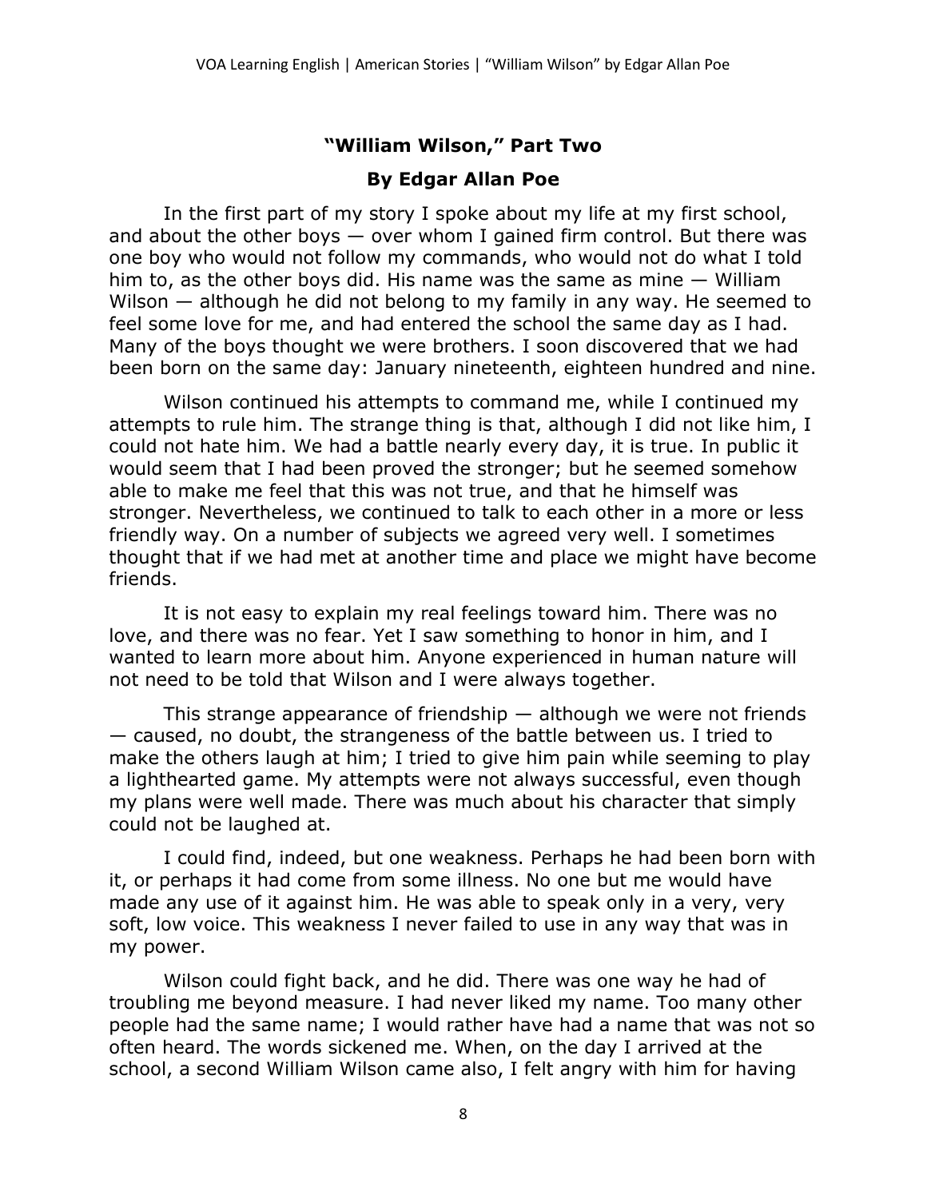## "William Wilson," Part Two

### By Edgar Allan Poe

In the first part of my story I spoke about my life at my first school, and about the other boys — over whom I gained firm control. But there was one boy who would not follow my commands, who would not do what I told him to, as the other boys did. His name was the same as mine — William Wilson — although he did not belong to my family in any way. He seemed to feel some love for me, and had entered the school the same day as I had. Many of the boys thought we were brothers. I soon discovered that we had been born on the same day: January nineteenth, eighteen hundred and nine.

Wilson continued his attempts to command me, while I continued my attempts to rule him. The strange thing is that, although I did not like him, I could not hate him. We had a battle nearly every day, it is true. In public it would seem that I had been proved the stronger; but he seemed somehow able to make me feel that this was not true, and that he himself was stronger. Nevertheless, we continued to talk to each other in a more or less friendly way. On a number of subjects we agreed very well. I sometimes thought that if we had met at another time and place we might have become friends.

It is not easy to explain my real feelings toward him. There was no love, and there was no fear. Yet I saw something to honor in him, and I wanted to learn more about him. Anyone experienced in human nature will not need to be told that Wilson and I were always together.

This strange appearance of friendship — although we were not friends — caused, no doubt, the strangeness of the battle between us. I tried to make the others laugh at him; I tried to give him pain while seeming to play a lighthearted game. My attempts were not always successful, even though my plans were well made. There was much about his character that simply could not be laughed at.

I could find, indeed, but one weakness. Perhaps he had been born with it, or perhaps it had come from some illness. No one but me would have made any use of it against him. He was able to speak only in a very, very soft, low voice. This weakness I never failed to use in any way that was in my power.

Wilson could fight back, and he did. There was one way he had of troubling me beyond measure. I had never liked my name. Too many other people had the same name; I would rather have had a name that was not so often heard. The words sickened me. When, on the day I arrived at the school, a second William Wilson came also, I felt angry with him for having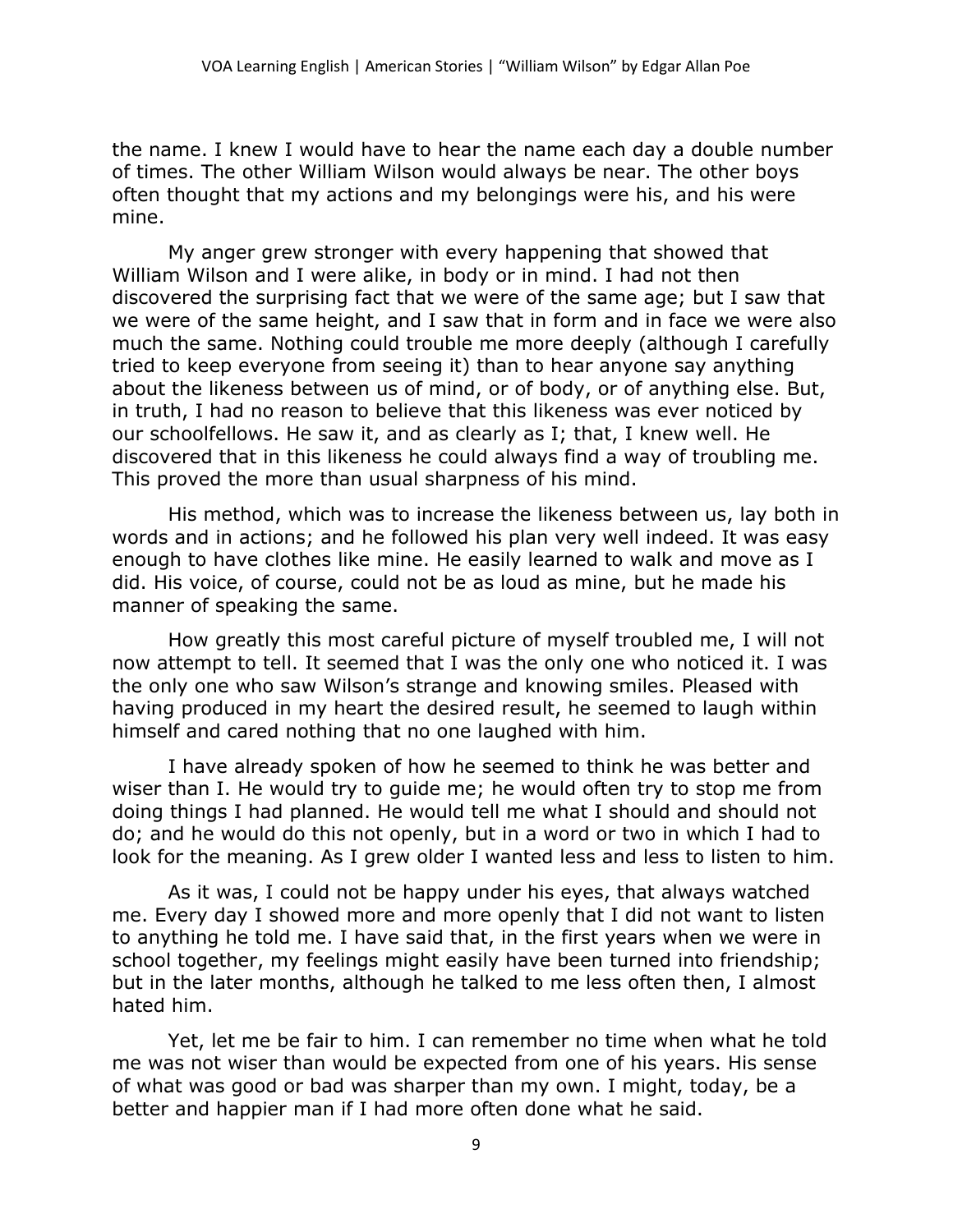the name. I knew I would have to hear the name each day a double number of times. The other William Wilson would always be near. The other boys often thought that my actions and my belongings were his, and his were mine.

My anger grew stronger with every happening that showed that William Wilson and I were alike, in body or in mind. I had not then discovered the surprising fact that we were of the same age; but I saw that we were of the same height, and I saw that in form and in face we were also much the same. Nothing could trouble me more deeply (although I carefully tried to keep everyone from seeing it) than to hear anyone say anything about the likeness between us of mind, or of body, or of anything else. But, in truth, I had no reason to believe that this likeness was ever noticed by our schoolfellows. He saw it, and as clearly as I; that, I knew well. He discovered that in this likeness he could always find a way of troubling me. This proved the more than usual sharpness of his mind.

His method, which was to increase the likeness between us, lay both in words and in actions; and he followed his plan very well indeed. It was easy enough to have clothes like mine. He easily learned to walk and move as I did. His voice, of course, could not be as loud as mine, but he made his manner of speaking the same.

How greatly this most careful picture of myself troubled me, I will not now attempt to tell. It seemed that I was the only one who noticed it. I was the only one who saw Wilson's strange and knowing smiles. Pleased with having produced in my heart the desired result, he seemed to laugh within himself and cared nothing that no one laughed with him.

I have already spoken of how he seemed to think he was better and wiser than I. He would try to guide me; he would often try to stop me from doing things I had planned. He would tell me what I should and should not do; and he would do this not openly, but in a word or two in which I had to look for the meaning. As I grew older I wanted less and less to listen to him.

As it was, I could not be happy under his eyes, that always watched me. Every day I showed more and more openly that I did not want to listen to anything he told me. I have said that, in the first years when we were in school together, my feelings might easily have been turned into friendship; but in the later months, although he talked to me less often then, I almost hated him.

Yet, let me be fair to him. I can remember no time when what he told me was not wiser than would be expected from one of his years. His sense of what was good or bad was sharper than my own. I might, today, be a better and happier man if I had more often done what he said.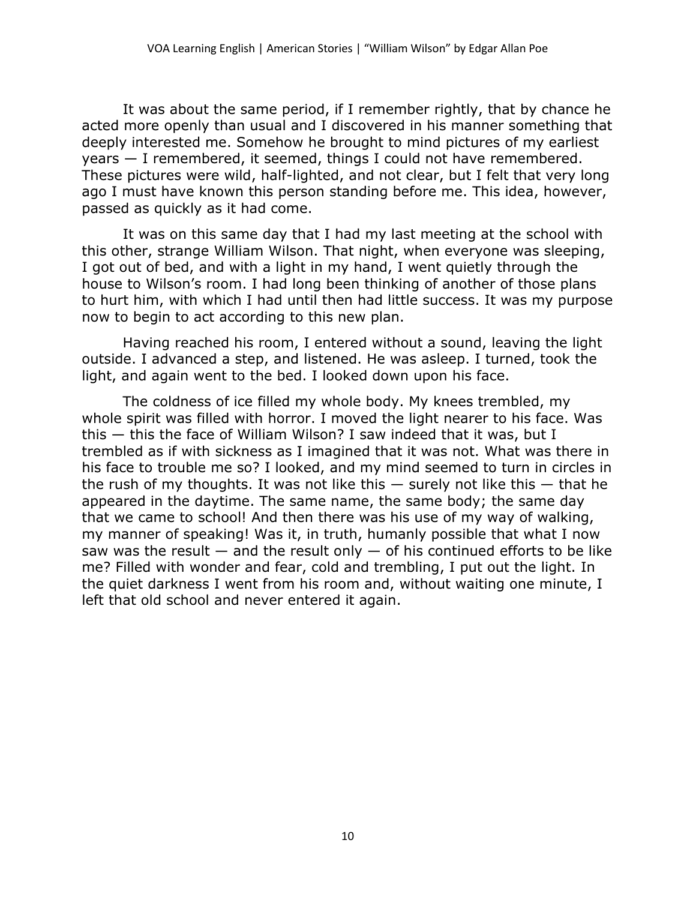It was about the same period, if I remember rightly, that by chance he acted more openly than usual and I discovered in his manner something that deeply interested me. Somehow he brought to mind pictures of my earliest years — I remembered, it seemed, things I could not have remembered. These pictures were wild, half-lighted, and not clear, but I felt that very long ago I must have known this person standing before me. This idea, however, passed as quickly as it had come.

It was on this same day that I had my last meeting at the school with this other, strange William Wilson. That night, when everyone was sleeping, I got out of bed, and with a light in my hand, I went quietly through the house to Wilson's room. I had long been thinking of another of those plans to hurt him, with which I had until then had little success. It was my purpose now to begin to act according to this new plan.

Having reached his room, I entered without a sound, leaving the light outside. I advanced a step, and listened. He was asleep. I turned, took the light, and again went to the bed. I looked down upon his face.

The coldness of ice filled my whole body. My knees trembled, my whole spirit was filled with horror. I moved the light nearer to his face. Was this — this the face of William Wilson? I saw indeed that it was, but I trembled as if with sickness as I imagined that it was not. What was there in his face to trouble me so? I looked, and my mind seemed to turn in circles in the rush of my thoughts. It was not like this — surely not like this — that he appeared in the daytime. The same name, the same body; the same day that we came to school! And then there was his use of my way of walking, my manner of speaking! Was it, in truth, humanly possible that what I now saw was the result — and the result only — of his continued efforts to be like me? Filled with wonder and fear, cold and trembling, I put out the light. In the quiet darkness I went from his room and, without waiting one minute, I left that old school and never entered it again.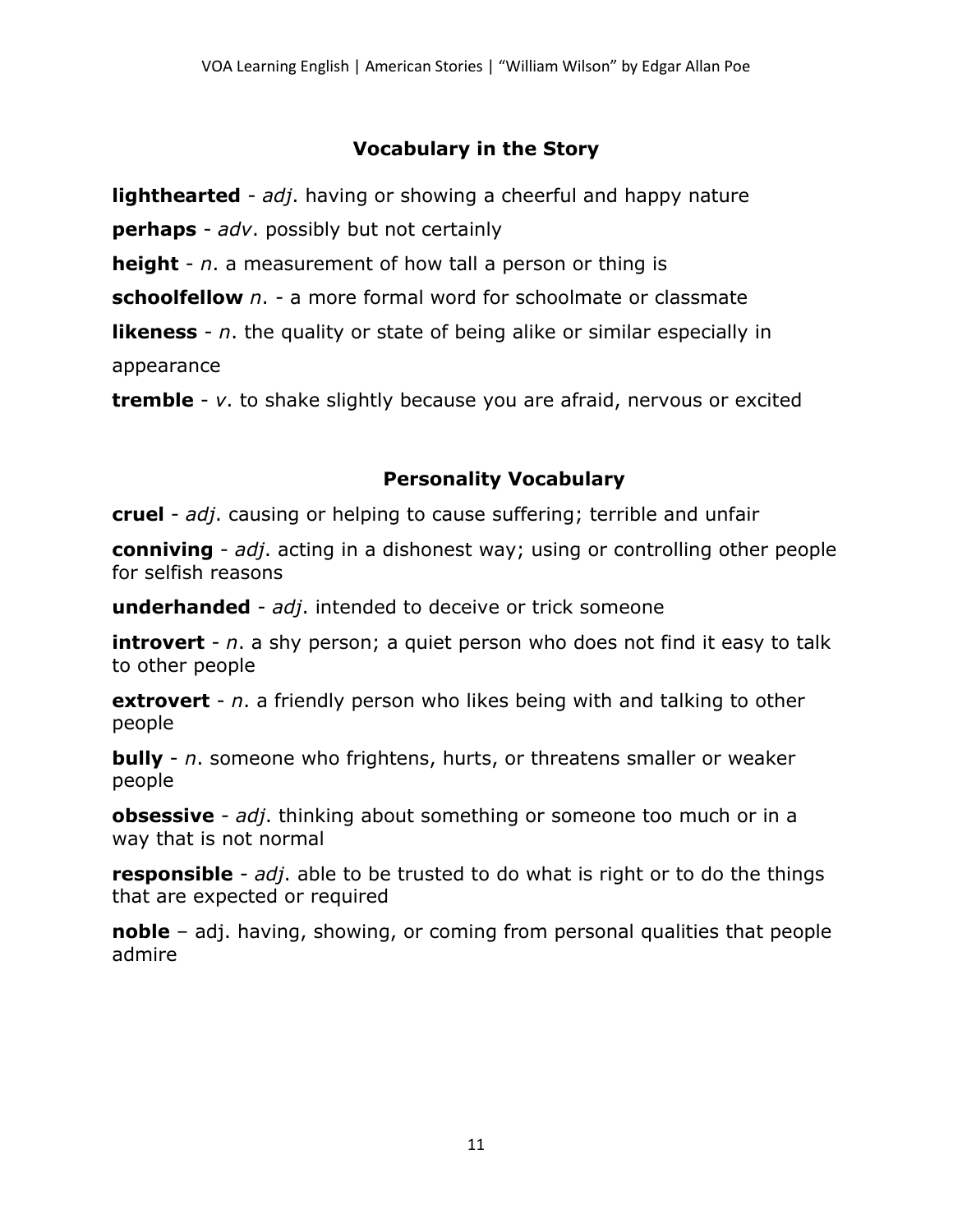## Vocabulary in the Story

**lighthearted** - *adj*. having or showing a cheerful and happy nature

**perhaps** - *adv*. possibly but not certainly

**height** - *n*. a measurement of how tall a person or thing is

**schoolfellow** *n*. - a more formal word for schoolmate or classmate

**likeness** - *n*. the quality or state of being alike or similar especially in appearance

**tremble** - *v*. to shake slightly because you are afraid, nervous or excited

## Personality Vocabulary

**cruel** - *adj*. causing or helping to cause suffering; terrible and unfair

**conniving** - *adj*. acting in a dishonest way; using or controlling other people for selfish reasons

**underhanded** - *adj*. intended to deceive or trick someone

**introvert** - *n*. a shy person; a quiet person who does not find it easy to talk to other people

**extrovert** - *n*. a friendly person who likes being with and talking to other people

**bully** - *n*. someone who frightens, hurts, or threatens smaller or weaker people

**obsessive** - *adj*. thinking about something or someone too much or in a way that is not normal

**responsible** - *adj*. able to be trusted to do what is right or to do the things that are expected or required

**noble** – adj. having, showing, or coming from personal qualities that people admire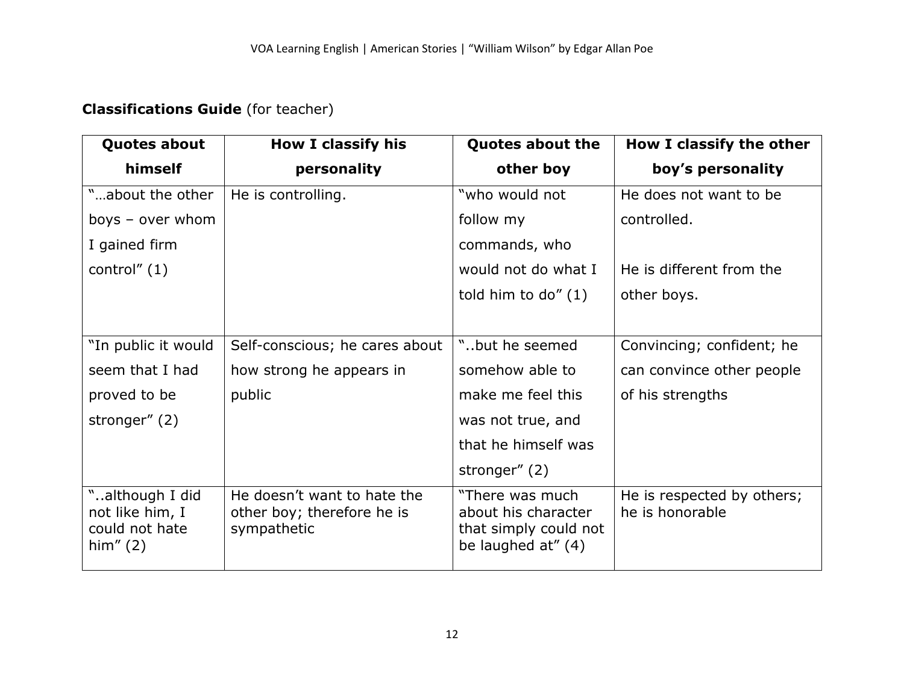**Classifications Guide** (for teacher)

| Quotes about himself | How I classify his personality | Quotes about the other boy | How I classify the other boy's personality |
|---|---|---|---|
| "…about the other boys – over whom I gained firm control" (1) | He is controlling. | "who would not follow my commands, who would not do what I told him to do" (1) | He does not want to be controlled.<br><br>He is different from the other boys. |
| "In public it would seem that I had proved to be stronger" (2) | Self-conscious; he cares about how strong he appears in public | "..but he seemed somehow able to make me feel this was not true, and that he himself was stronger" (2) | Convincing; confident; he can convince other people of his strengths |
| "..although I did not like him, I could not hate him" (2) | He doesn't want to hate the other boy; therefore he is sympathetic | "There was much about his character that simply could not be laughed at" (4) | He is respected by others; he is honorable |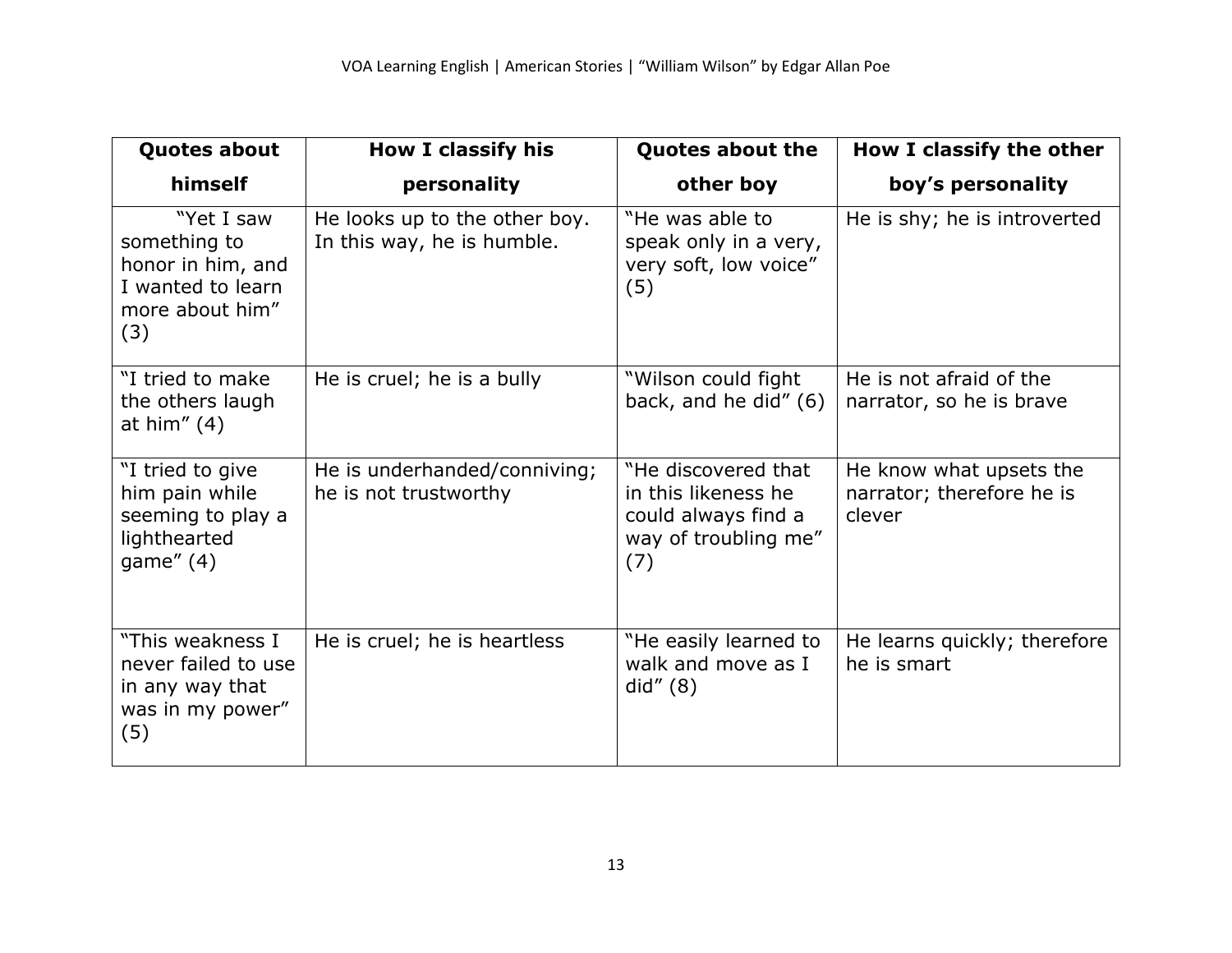| Quotes about himself | How I classify his personality | Quotes about the other boy | How I classify the other boy's personality |
|---|---|---|---|
| "Yet I saw something to honor in him, and I wanted to learn more about him" (3) | He looks up to the other boy. In this way, he is humble. | "He was able to speak only in a very, very soft, low voice" (5) | He is shy; he is introverted |
| "I tried to make the others laugh at him" (4) | He is cruel; he is a bully | "Wilson could fight back, and he did" (6) | He is not afraid of the narrator, so he is brave |
| "I tried to give him pain while seeming to play a lighthearted game" (4) | He is underhanded/conniving; he is not trustworthy | "He discovered that in this likeness he could always find a way of troubling me" (7) | He know what upsets the narrator; therefore he is clever |
| "This weakness I never failed to use in any way that was in my power" (5) | He is cruel; he is heartless | "He easily learned to walk and move as I did" (8) | He learns quickly; therefore he is smart |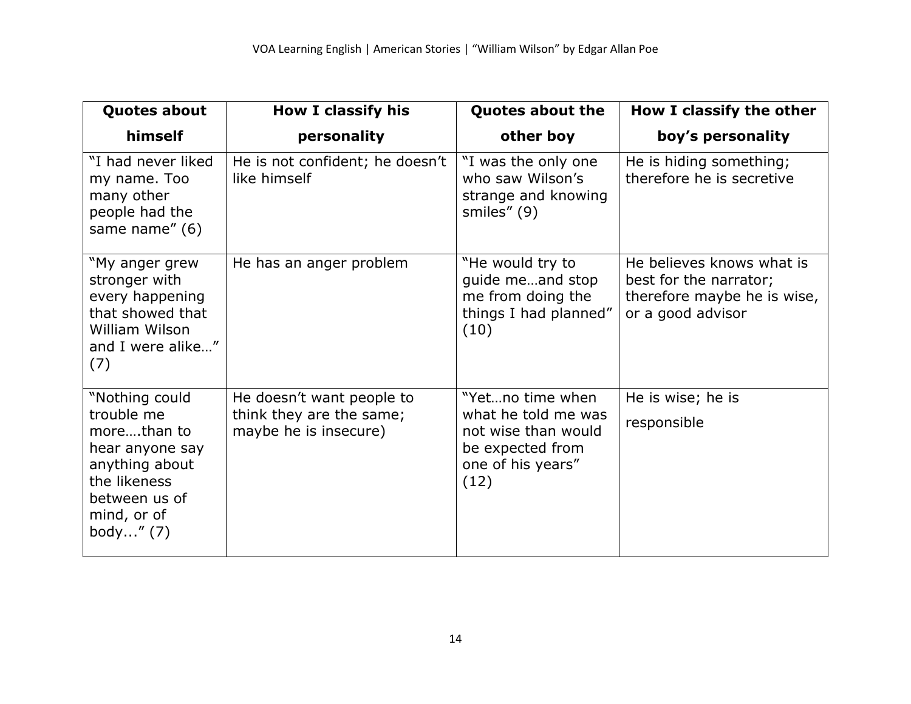| Quotes about himself | How I classify his personality | Quotes about the other boy | How I classify the other boy's personality |
|---|---|---|---|
| "I had never liked my name. Too many other people had the same name" (6) | He is not confident; he doesn't like himself | "I was the only one who saw Wilson's strange and knowing smiles" (9) | He is hiding something; therefore he is secretive |
| "My anger grew stronger with every happening that showed that William Wilson and I were alike…" (7) | He has an anger problem | "He would try to guide me…and stop me from doing the things I had planned" (10) | He believes knows what is best for the narrator; therefore maybe he is wise, or a good advisor |
| "Nothing could trouble me more….than to hear anyone say anything about the likeness between us of mind, or of body..." (7) | He doesn't want people to think they are the same; maybe he is insecure) | "Yet…no time when what he told me was not wise than would be expected from one of his years" (12) | He is wise; he is responsible |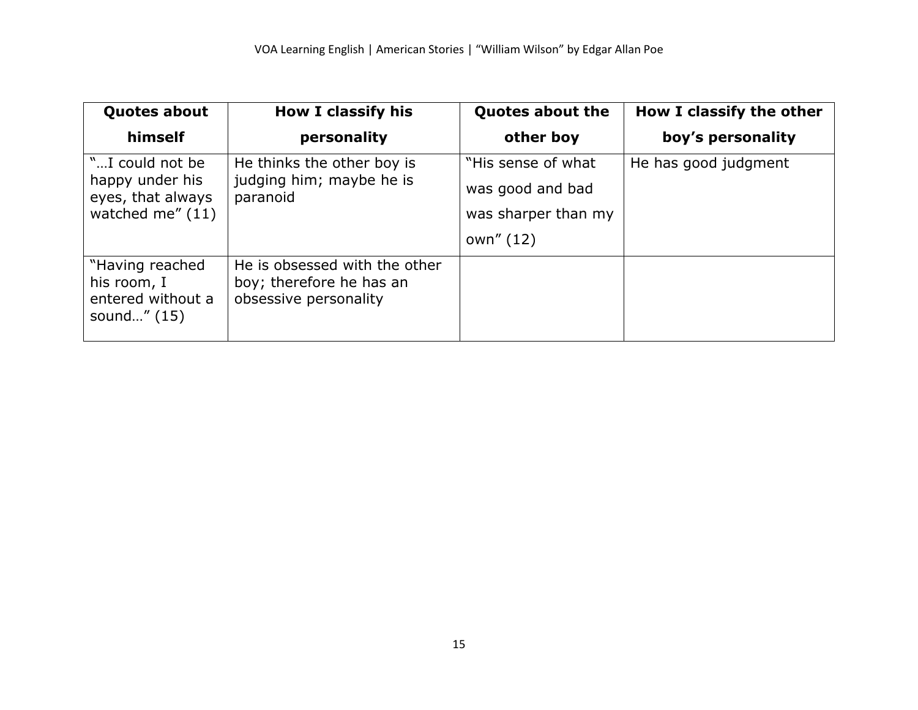| Quotes about himself | How I classify his personality | Quotes about the other boy | How I classify the other boy's personality |
|---|---|---|---|
| "…I could not be happy under his eyes, that always watched me" (11) | He thinks the other boy is judging him; maybe he is paranoid | "His sense of what was good and bad was sharper than my own" (12) | He has good judgment |
| "Having reached his room, I entered without a sound…" (15) | He is obsessed with the other boy; therefore he has an obsessive personality | | |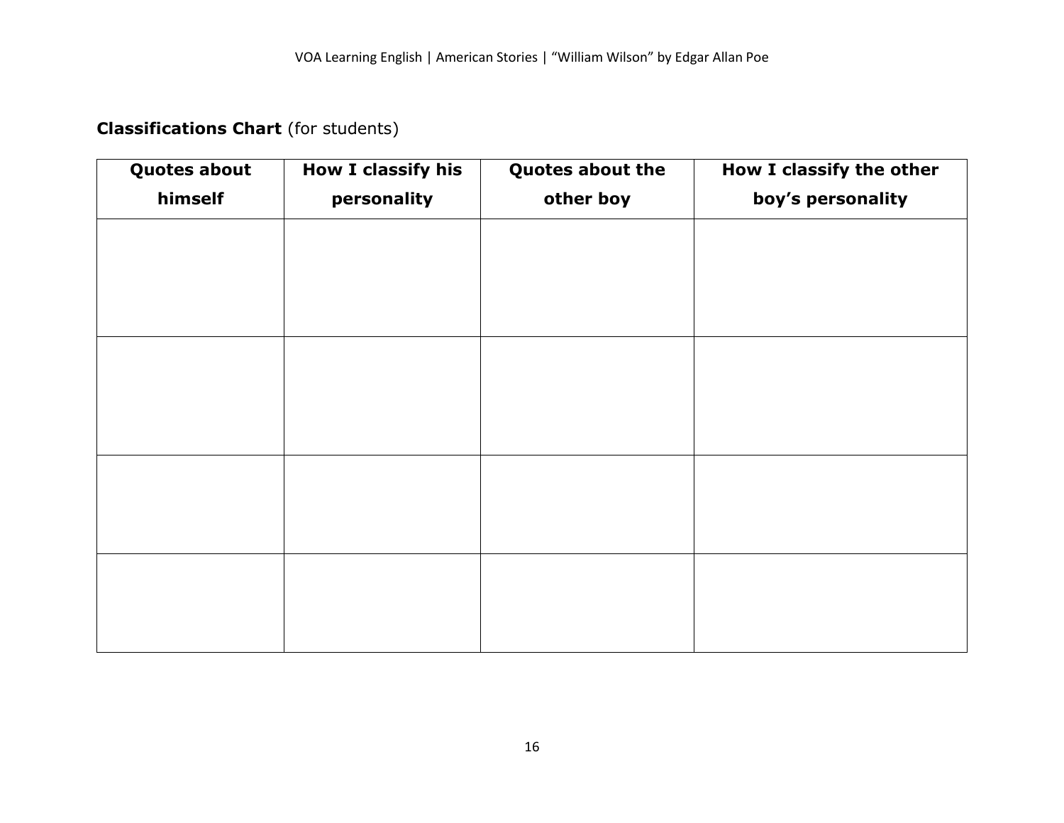**Classifications Chart** (for students)

| Quotes about himself | How I classify his personality | Quotes about the other boy | How I classify the other boy's personality |
|---|---|---|---|
| | | | |
| | | | |
| | | | |
| | | | |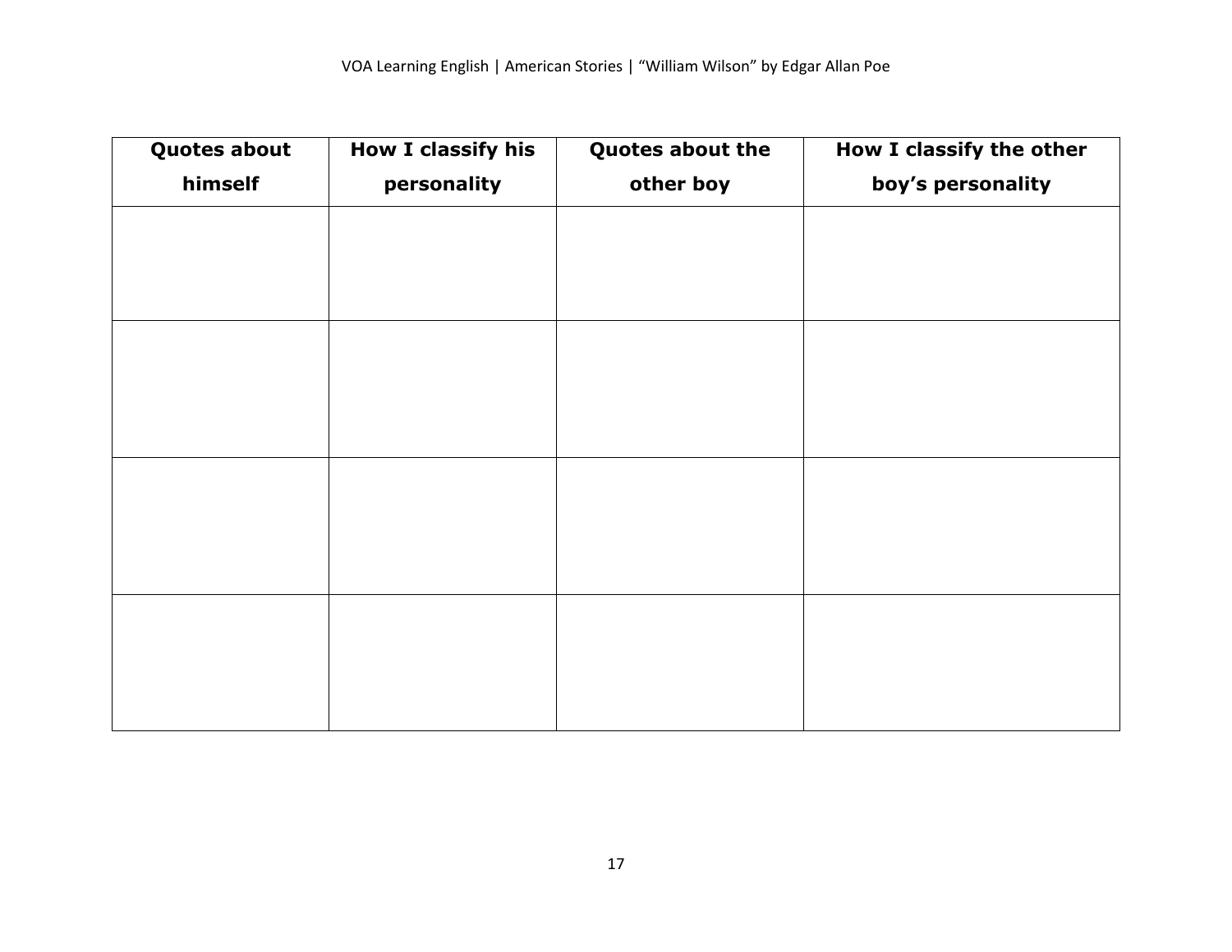| Quotes about himself | How I classify his personality | Quotes about the other boy | How I classify the other boy's personality |
|---|---|---|---|
| | | | |
| | | | |
| | | | |
| | | | |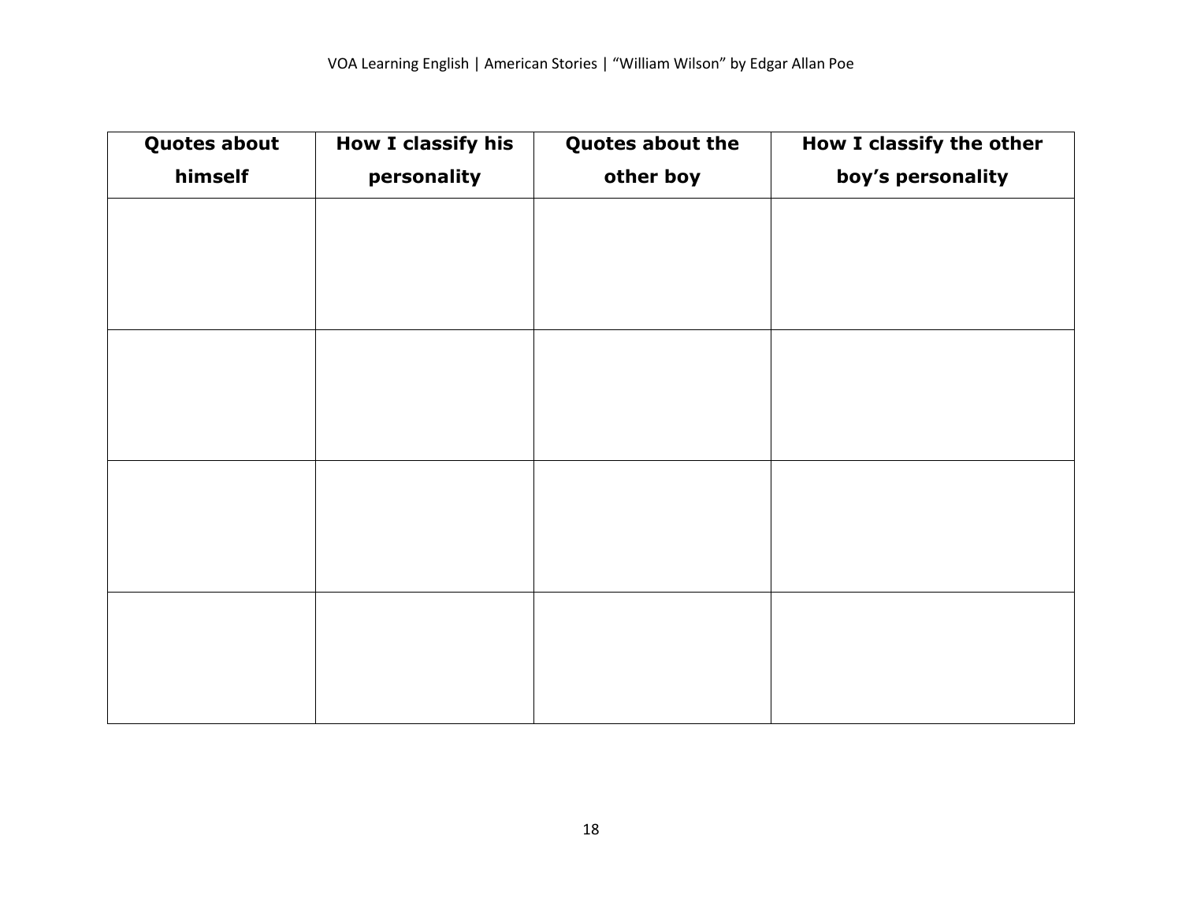| Quotes about himself | How I classify his personality | Quotes about the other boy | How I classify the other boy's personality |
|---|---|---|---|
| | | | |
| | | | |
| | | | |
| | | | |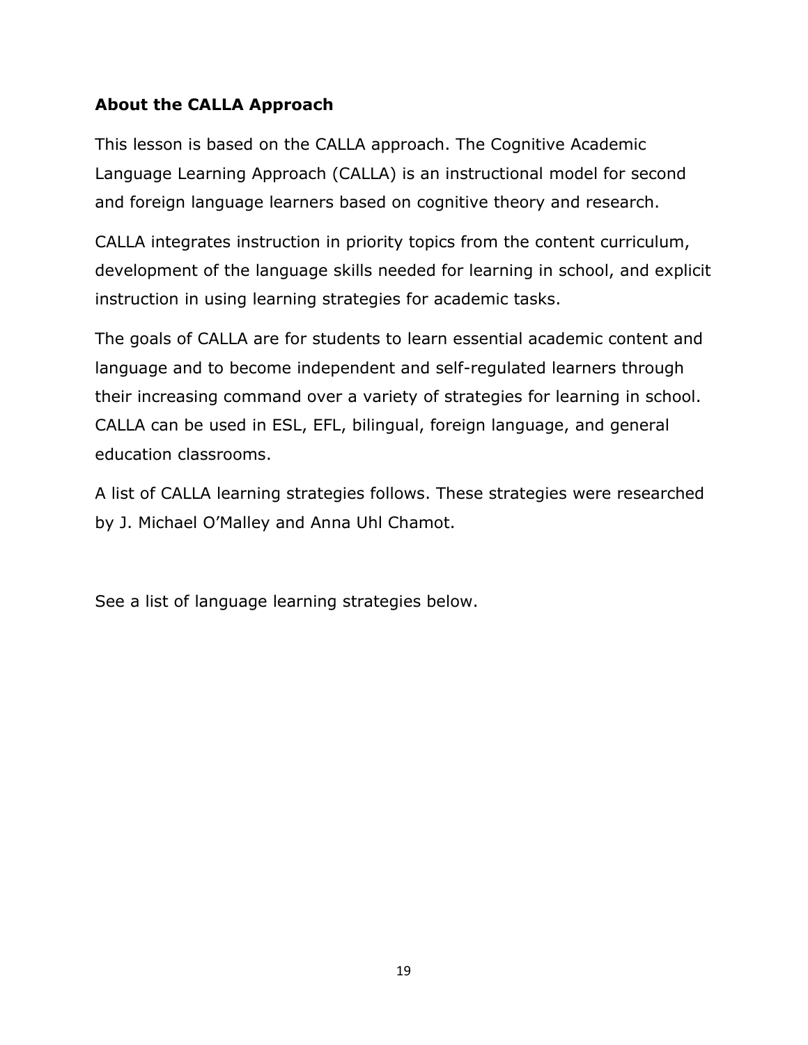## About the CALLA Approach

This lesson is based on the CALLA approach. The Cognitive Academic Language Learning Approach (CALLA) is an instructional model for second and foreign language learners based on cognitive theory and research.

CALLA integrates instruction in priority topics from the content curriculum, development of the language skills needed for learning in school, and explicit instruction in using learning strategies for academic tasks.

The goals of CALLA are for students to learn essential academic content and language and to become independent and self-regulated learners through their increasing command over a variety of strategies for learning in school. CALLA can be used in ESL, EFL, bilingual, foreign language, and general education classrooms.

A list of CALLA learning strategies follows. These strategies were researched by J. Michael O'Malley and Anna Uhl Chamot.

See a list of language learning strategies below.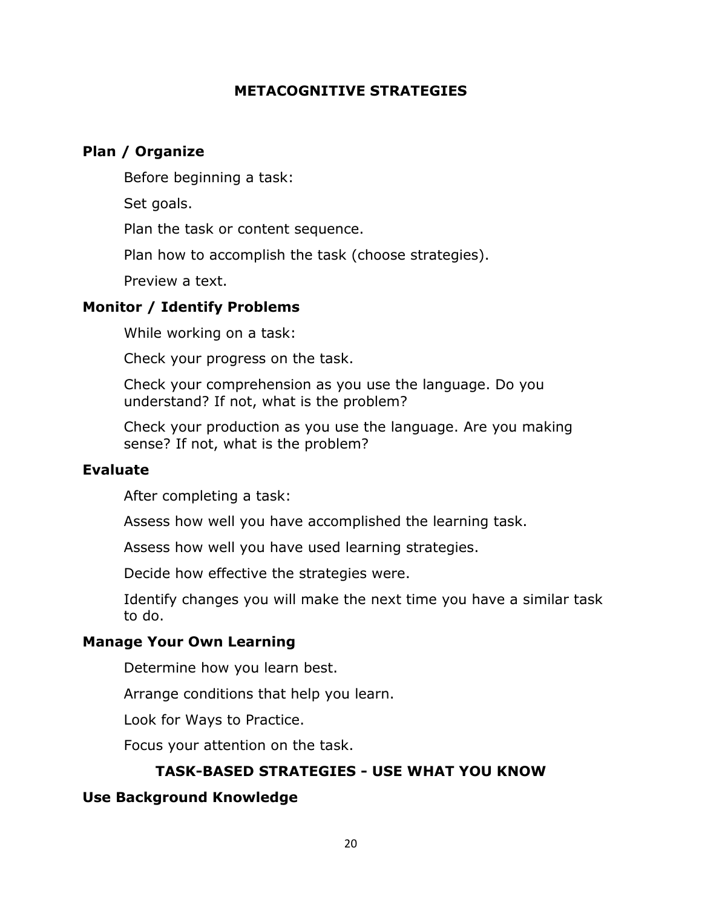## METACOGNITIVE STRATEGIES

### Plan / Organize

Before beginning a task:

Set goals.

Plan the task or content sequence.

Plan how to accomplish the task (choose strategies).

Preview a text.

### Monitor / Identify Problems

While working on a task:

Check your progress on the task.

Check your comprehension as you use the language. Do you understand? If not, what is the problem?

Check your production as you use the language. Are you making sense? If not, what is the problem?

### Evaluate

After completing a task:

Assess how well you have accomplished the learning task.

Assess how well you have used learning strategies.

Decide how effective the strategies were.

Identify changes you will make the next time you have a similar task to do.

### Manage Your Own Learning

Determine how you learn best.

Arrange conditions that help you learn.

Look for Ways to Practice.

Focus your attention on the task.

## TASK-BASED STRATEGIES - USE WHAT YOU KNOW

### Use Background Knowledge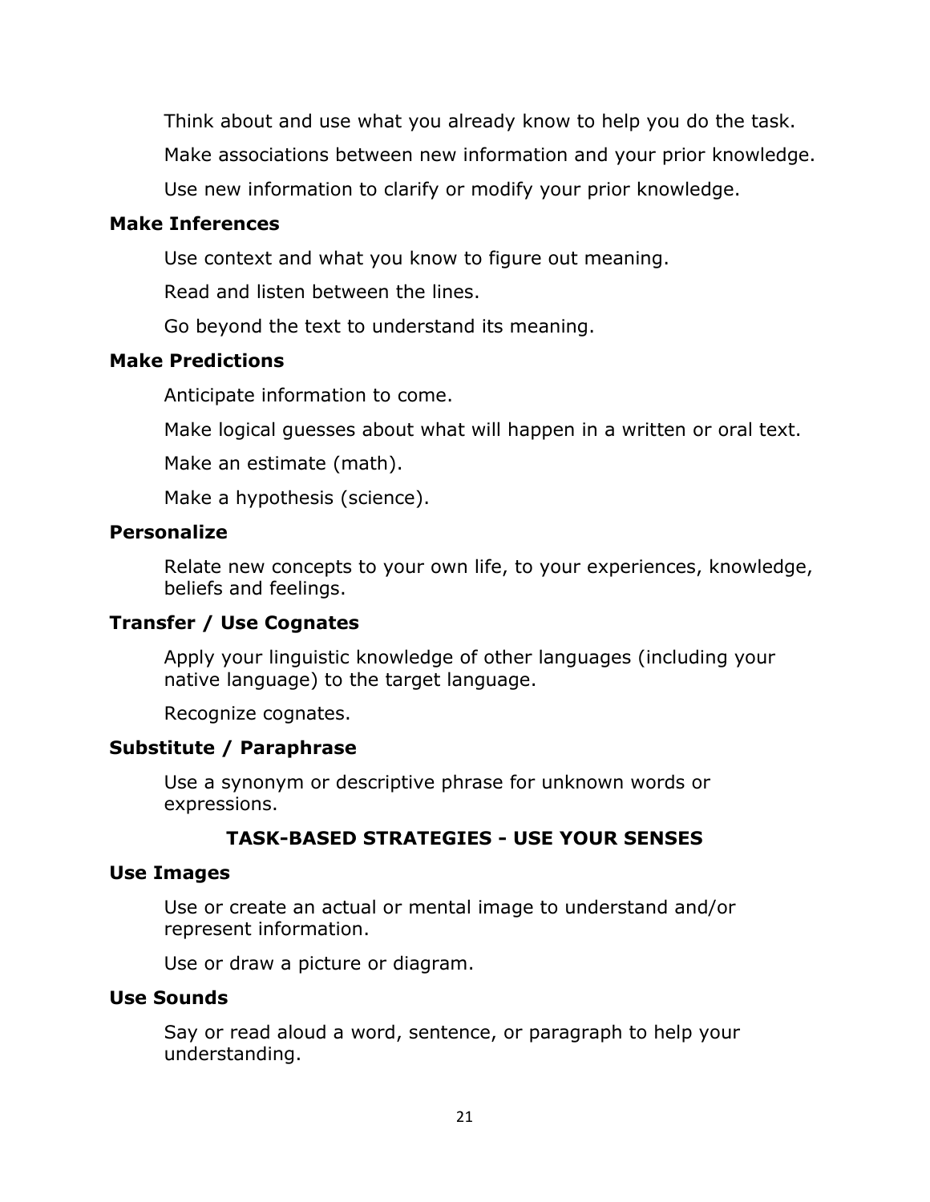Think about and use what you already know to help you do the task.

Make associations between new information and your prior knowledge.

Use new information to clarify or modify your prior knowledge.

**Make Inferences**

Use context and what you know to figure out meaning.

Read and listen between the lines.

Go beyond the text to understand its meaning.

**Make Predictions**

Anticipate information to come.

Make logical guesses about what will happen in a written or oral text.

Make an estimate (math).

Make a hypothesis (science).

**Personalize**

Relate new concepts to your own life, to your experiences, knowledge, beliefs and feelings.

**Transfer / Use Cognates**

Apply your linguistic knowledge of other languages (including your native language) to the target language.

Recognize cognates.

**Substitute / Paraphrase**

Use a synonym or descriptive phrase for unknown words or expressions.

## TASK-BASED STRATEGIES - USE YOUR SENSES

**Use Images**

Use or create an actual or mental image to understand and/or represent information.

Use or draw a picture or diagram.

**Use Sounds**

Say or read aloud a word, sentence, or paragraph to help your understanding.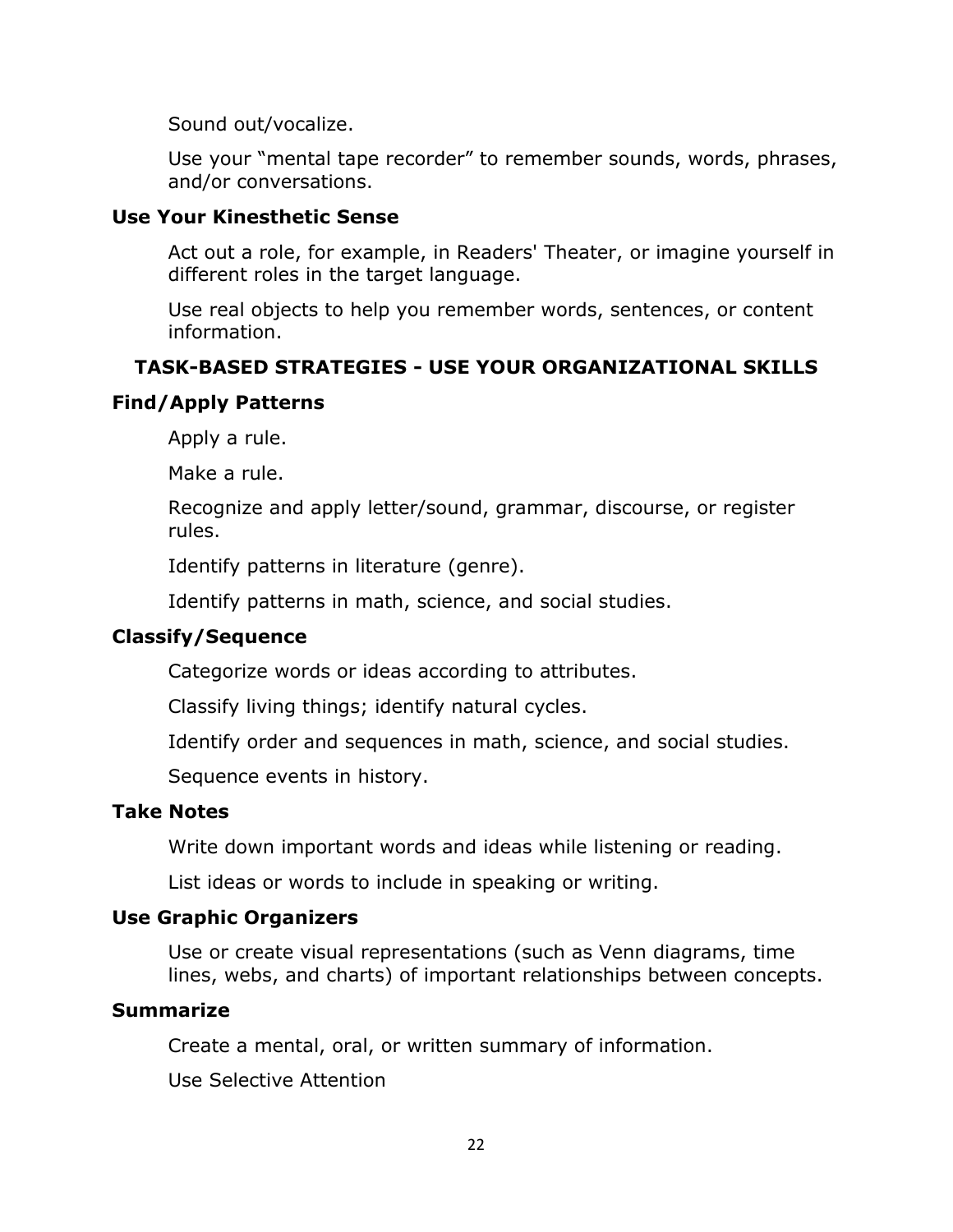Sound out/vocalize.

Use your “mental tape recorder” to remember sounds, words, phrases, and/or conversations.

**Use Your Kinesthetic Sense**

Act out a role, for example, in Readers' Theater, or imagine yourself in different roles in the target language.

Use real objects to help you remember words, sentences, or content information.

## TASK-BASED STRATEGIES - USE YOUR ORGANIZATIONAL SKILLS

**Find/Apply Patterns**

Apply a rule.

Make a rule.

Recognize and apply letter/sound, grammar, discourse, or register rules.

Identify patterns in literature (genre).

Identify patterns in math, science, and social studies.

**Classify/Sequence**

Categorize words or ideas according to attributes.

Classify living things; identify natural cycles.

Identify order and sequences in math, science, and social studies.

Sequence events in history.

**Take Notes**

Write down important words and ideas while listening or reading.

List ideas or words to include in speaking or writing.

**Use Graphic Organizers**

Use or create visual representations (such as Venn diagrams, time lines, webs, and charts) of important relationships between concepts.

**Summarize**

Create a mental, oral, or written summary of information.

Use Selective Attention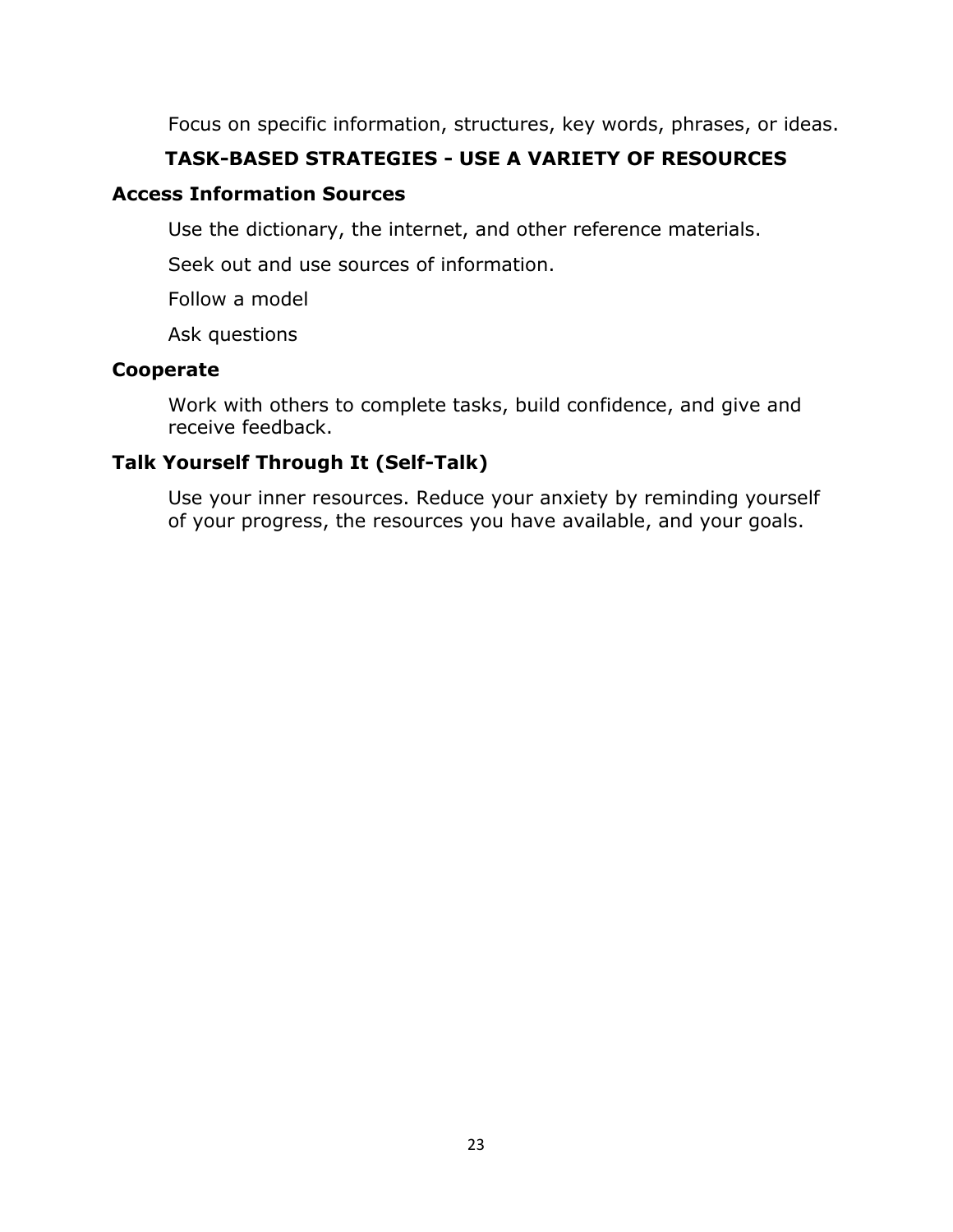Focus on specific information, structures, key words, phrases, or ideas.

## TASK-BASED STRATEGIES - USE A VARIETY OF RESOURCES

### Access Information Sources

Use the dictionary, the internet, and other reference materials.

Seek out and use sources of information.

Follow a model

Ask questions

### Cooperate

Work with others to complete tasks, build confidence, and give and receive feedback.

### Talk Yourself Through It (Self-Talk)

Use your inner resources. Reduce your anxiety by reminding yourself of your progress, the resources you have available, and your goals.